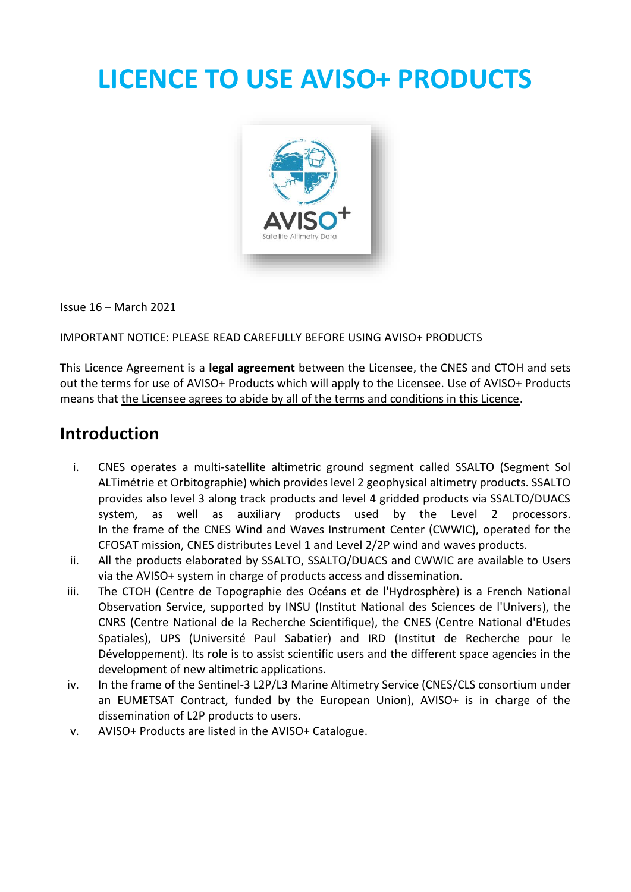# LICENCE TO USE AVISO+ PRODUCTS

Issue 16 – March 2021

IMPORTANT NOTICE: PLEASE READ CAREFULLY BEFORE USING AVISO+ PRODUCTS

This Licence Agreement is a **legal agreement** between the Licensee, the CNES and CTOH and sets out the terms for use of AVISO+ Products which will apply to the Licensee. Use of AVISO+ Products means that the Licensee agrees to abide by all of the terms and conditions in this Licence.

## Introduction

i. CNES operates a multi-satellite altimetric ground segment called SSALTO (Segment Sol ALTimétrie et Orbitographie) which provides level 2 geophysical altimetry products. SSALTO provides also level 3 along track products and level 4 gridded products via SSALTO/DUACS system, as well as auxiliary products used by the Level 2 processors. In the frame of the CNES Wind and Waves Instrument Center (CWWIC), operated for the CFOSAT mission, CNES distributes Level 1 and Level 2/2P wind and waves products.

ii. All the products elaborated by SSALTO, SSALTO/DUACS and CWWIC are available to Users via the AVISO+ system in charge of products access and dissemination.

iii. The CTOH (Centre de Topographie des Océans et de l'Hydrosphère) is a French National Observation Service, supported by INSU (Institut National des Sciences de l'Univers), the CNRS (Centre National de la Recherche Scientifique), the CNES (Centre National d'Etudes Spatiales), UPS (Université Paul Sabatier) and IRD (Institut de Recherche pour le Développement). Its role is to assist scientific users and the different space agencies in the development of new altimetric applications.

iv. In the frame of the Sentinel-3 L2P/L3 Marine Altimetry Service (CNES/CLS consortium under an EUMETSAT Contract, funded by the European Union), AVISO+ is in charge of the dissemination of L2P products to users.

v. AVISO+ Products are listed in the AVISO+ Catalogue.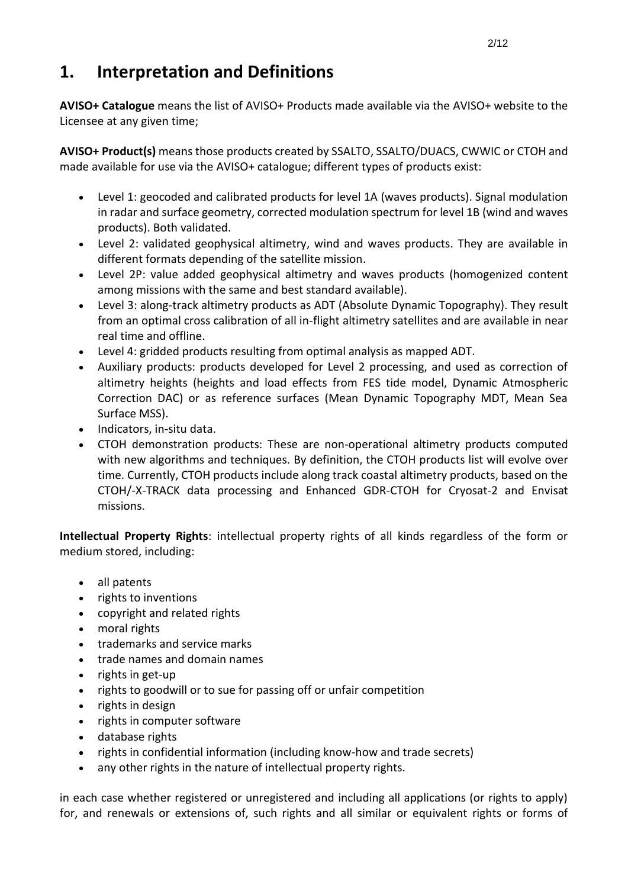# 1. Interpretation and Definitions

**AVISO+ Catalogue** means the list of AVISO+ Products made available via the AVISO+ website to the Licensee at any given time;

**AVISO+ Product(s)** means those products created by SSALTO, SSALTO/DUACS, CWWIC or CTOH and made available for use via the AVISO+ catalogue; different types of products exist:

- Level 1: geocoded and calibrated products for level 1A (waves products). Signal modulation in radar and surface geometry, corrected modulation spectrum for level 1B (wind and waves products). Both validated.
- Level 2: validated geophysical altimetry, wind and waves products. They are available in different formats depending of the satellite mission.
- Level 2P: value added geophysical altimetry and waves products (homogenized content among missions with the same and best standard available).
- Level 3: along-track altimetry products as ADT (Absolute Dynamic Topography). They result from an optimal cross calibration of all in-flight altimetry satellites and are available in near real time and offline.
- Level 4: gridded products resulting from optimal analysis as mapped ADT.
- Auxiliary products: products developed for Level 2 processing, and used as correction of altimetry heights (heights and load effects from FES tide model, Dynamic Atmospheric Correction DAC) or as reference surfaces (Mean Dynamic Topography MDT, Mean Sea Surface MSS).
- Indicators, in-situ data.
- CTOH demonstration products: These are non-operational altimetry products computed with new algorithms and techniques. By definition, the CTOH products list will evolve over time. Currently, CTOH products include along track coastal altimetry products, based on the CTOH/-X-TRACK data processing and Enhanced GDR-CTOH for Cryosat-2 and Envisat missions.

**Intellectual Property Rights**: intellectual property rights of all kinds regardless of the form or medium stored, including:

- all patents
- rights to inventions
- copyright and related rights
- moral rights
- trademarks and service marks
- trade names and domain names
- rights in get-up
- rights to goodwill or to sue for passing off or unfair competition
- rights in design
- rights in computer software
- database rights
- rights in confidential information (including know-how and trade secrets)
- any other rights in the nature of intellectual property rights.

in each case whether registered or unregistered and including all applications (or rights to apply) for, and renewals or extensions of, such rights and all similar or equivalent rights or forms of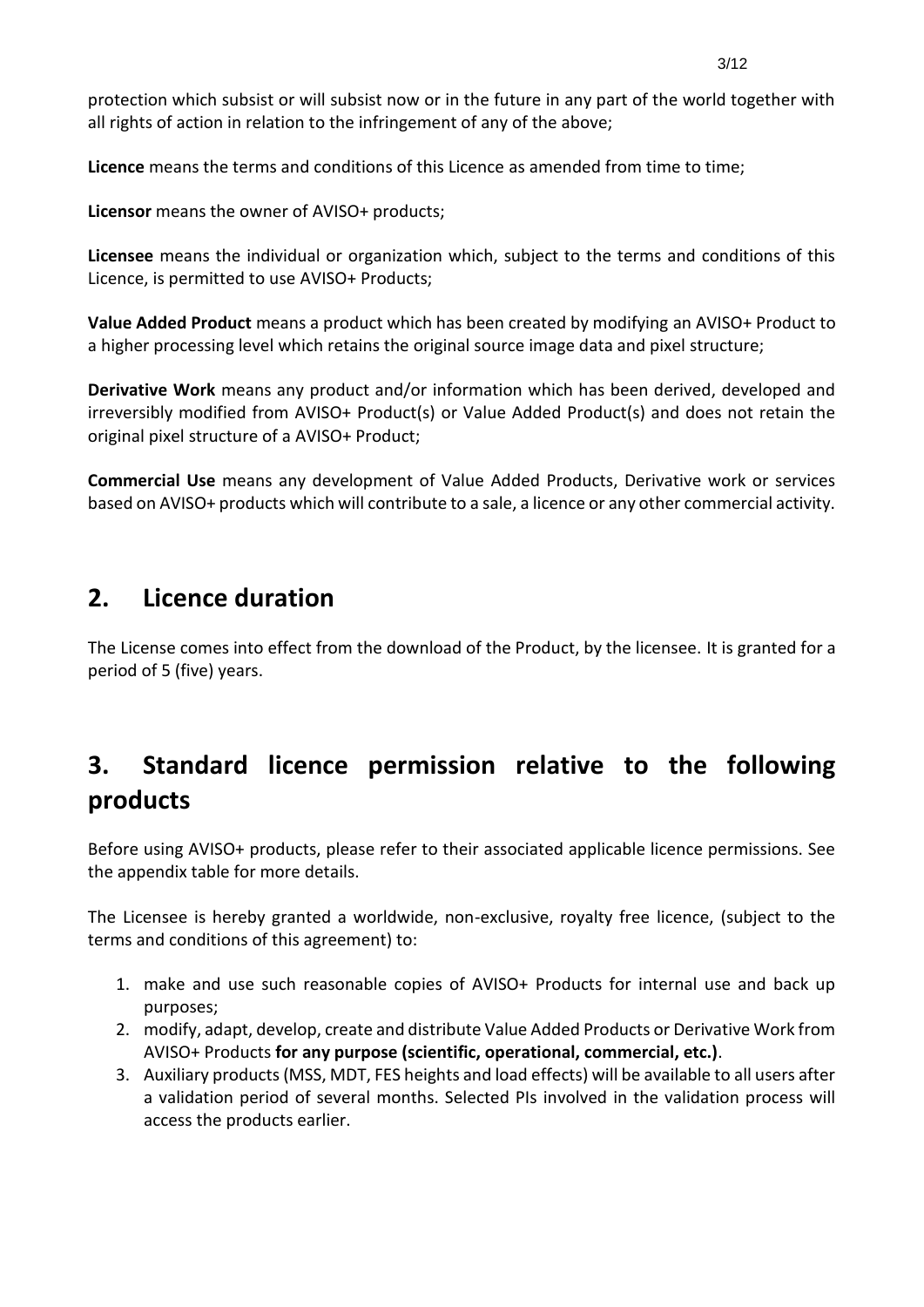protection which subsist or will subsist now or in the future in any part of the world together with all rights of action in relation to the infringement of any of the above;

**Licence** means the terms and conditions of this Licence as amended from time to time;

**Licensor** means the owner of AVISO+ products;

**Licensee** means the individual or organization which, subject to the terms and conditions of this Licence, is permitted to use AVISO+ Products;

**Value Added Product** means a product which has been created by modifying an AVISO+ Product to a higher processing level which retains the original source image data and pixel structure;

**Derivative Work** means any product and/or information which has been derived, developed and irreversibly modified from AVISO+ Product(s) or Value Added Product(s) and does not retain the original pixel structure of a AVISO+ Product;

**Commercial Use** means any development of Value Added Products, Derivative work or services based on AVISO+ products which will contribute to a sale, a licence or any other commercial activity.

## 2. Licence duration

The License comes into effect from the download of the Product, by the licensee. It is granted for a period of 5 (five) years.

## 3. Standard licence permission relative to the following products

Before using AVISO+ products, please refer to their associated applicable licence permissions. See the appendix table for more details.

The Licensee is hereby granted a worldwide, non-exclusive, royalty free licence, (subject to the terms and conditions of this agreement) to:

1. make and use such reasonable copies of AVISO+ Products for internal use and back up purposes;
2. modify, adapt, develop, create and distribute Value Added Products or Derivative Work from AVISO+ Products **for any purpose (scientific, operational, commercial, etc.)**.
3. Auxiliary products (MSS, MDT, FES heights and load effects) will be available to all users after a validation period of several months. Selected PIs involved in the validation process will access the products earlier.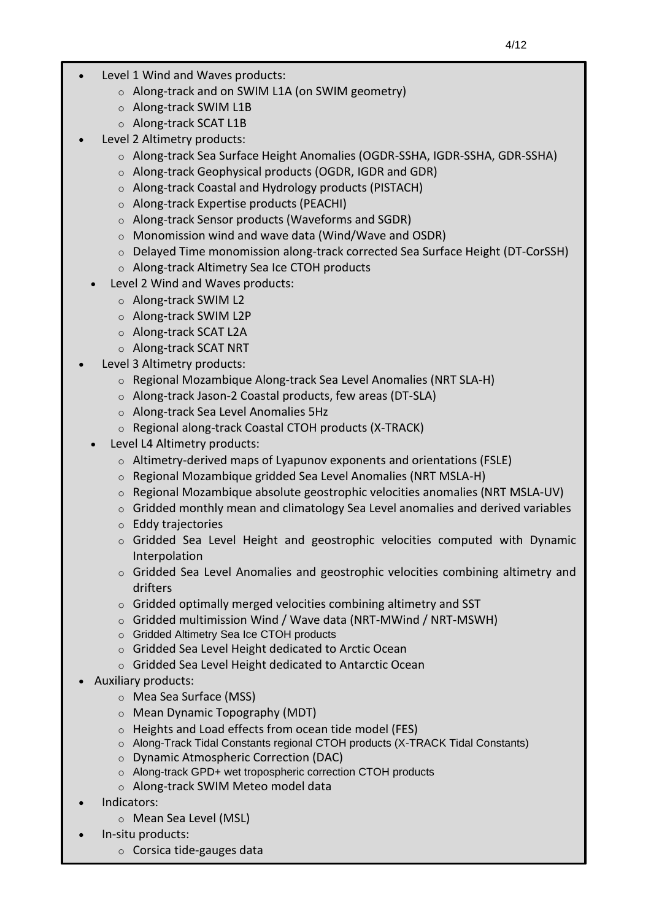- Level 1 Wind and Waves products:
    - Along-track and on SWIM L1A (on SWIM geometry)
    - Along-track SWIM L1B
    - Along-track SCAT L1B
- Level 2 Altimetry products:
    - Along-track Sea Surface Height Anomalies (OGDR-SSHA, IGDR-SSHA, GDR-SSHA)
    - Along-track Geophysical products (OGDR, IGDR and GDR)
    - Along-track Coastal and Hydrology products (PISTACH)
    - Along-track Expertise products (PEACHI)
    - Along-track Sensor products (Waveforms and SGDR)
    - Monomission wind and wave data (Wind/Wave and OSDR)
    - Delayed Time monomission along-track corrected Sea Surface Height (DT-CorSSH)
    - Along-track Altimetry Sea Ice CTOH products
- Level 2 Wind and Waves products:
    - Along-track SWIM L2
    - Along-track SWIM L2P
    - Along-track SCAT L2A
    - Along-track SCAT NRT
- Level 3 Altimetry products:
    - Regional Mozambique Along-track Sea Level Anomalies (NRT SLA-H)
    - Along-track Jason-2 Coastal products, few areas (DT-SLA)
    - Along-track Sea Level Anomalies 5Hz
    - Regional along-track Coastal CTOH products (X-TRACK)
- Level L4 Altimetry products:
    - Altimetry-derived maps of Lyapunov exponents and orientations (FSLE)
    - Regional Mozambique gridded Sea Level Anomalies (NRT MSLA-H)
    - Regional Mozambique absolute geostrophic velocities anomalies (NRT MSLA-UV)
    - Gridded monthly mean and climatology Sea Level anomalies and derived variables
    - Eddy trajectories
    - Gridded Sea Level Height and geostrophic velocities computed with Dynamic Interpolation
    - Gridded Sea Level Anomalies and geostrophic velocities combining altimetry and drifters
    - Gridded optimally merged velocities combining altimetry and SST
    - Gridded multimission Wind / Wave data (NRT-MWind / NRT-MSWH)
    - Gridded Altimetry Sea Ice CTOH products
    - Gridded Sea Level Height dedicated to Arctic Ocean
    - Gridded Sea Level Height dedicated to Antarctic Ocean
- Auxiliary products:
    - Mea Sea Surface (MSS)
    - Mean Dynamic Topography (MDT)
    - Heights and Load effects from ocean tide model (FES)
    - Along-Track Tidal Constants regional CTOH products (X-TRACK Tidal Constants)
    - Dynamic Atmospheric Correction (DAC)
    - Along-track GPD+ wet tropospheric correction CTOH products
    - Along-track SWIM Meteo model data
- Indicators:
    - Mean Sea Level (MSL)
- In-situ products:
    - Corsica tide-gauges data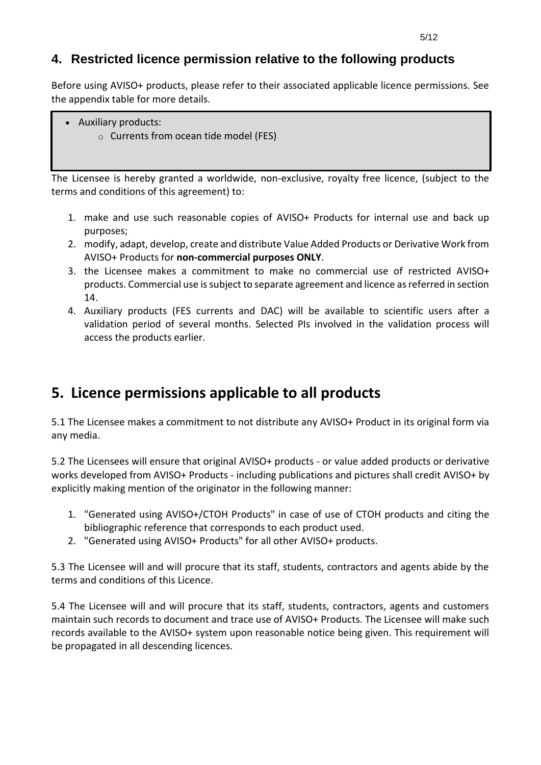## 4. Restricted licence permission relative to the following products

Before using AVISO+ products, please refer to their associated applicable licence permissions. See the appendix table for more details.

- Auxiliary products:
  - Currents from ocean tide model (FES)

The Licensee is hereby granted a worldwide, non-exclusive, royalty free licence, (subject to the terms and conditions of this agreement) to:

1. make and use such reasonable copies of AVISO+ Products for internal use and back up purposes;
2. modify, adapt, develop, create and distribute Value Added Products or Derivative Work from AVISO+ Products for **non-commercial purposes ONLY**.
3. the Licensee makes a commitment to make no commercial use of restricted AVISO+ products. Commercial use is subject to separate agreement and licence as referred in section 14.
4. Auxiliary products (FES currents and DAC) will be available to scientific users after a validation period of several months. Selected PIs involved in the validation process will access the products earlier.

# 5. Licence permissions applicable to all products

5.1 The Licensee makes a commitment to not distribute any AVISO+ Product in its original form via any media.

5.2 The Licensees will ensure that original AVISO+ products - or value added products or derivative works developed from AVISO+ Products - including publications and pictures shall credit AVISO+ by explicitly making mention of the originator in the following manner:

1. "Generated using AVISO+/CTOH Products" in case of use of CTOH products and citing the bibliographic reference that corresponds to each product used.
2. "Generated using AVISO+ Products" for all other AVISO+ products.

5.3 The Licensee will and will procure that its staff, students, contractors and agents abide by the terms and conditions of this Licence.

5.4 The Licensee will and will procure that its staff, students, contractors, agents and customers maintain such records to document and trace use of AVISO+ Products. The Licensee will make such records available to the AVISO+ system upon reasonable notice being given. This requirement will be propagated in all descending licences.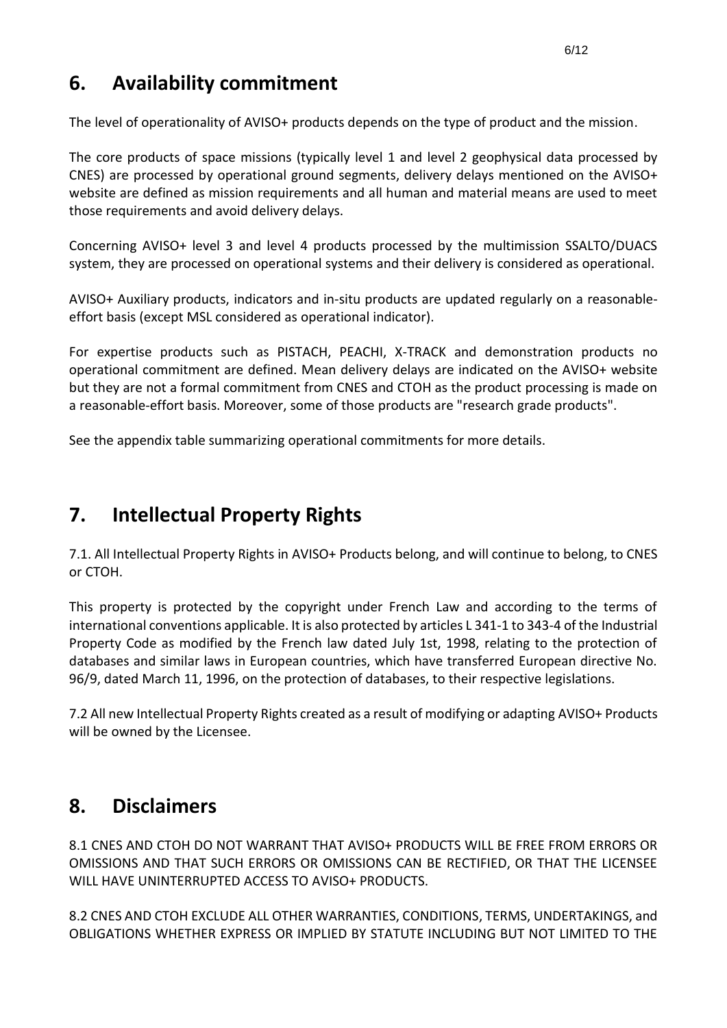## 6. Availability commitment

The level of operationality of AVISO+ products depends on the type of product and the mission.

The core products of space missions (typically level 1 and level 2 geophysical data processed by CNES) are processed by operational ground segments, delivery delays mentioned on the AVISO+ website are defined as mission requirements and all human and material means are used to meet those requirements and avoid delivery delays.

Concerning AVISO+ level 3 and level 4 products processed by the multimission SSALTO/DUACS system, they are processed on operational systems and their delivery is considered as operational.

AVISO+ Auxiliary products, indicators and in-situ products are updated regularly on a reasonable-effort basis (except MSL considered as operational indicator).

For expertise products such as PISTACH, PEACHI, X-TRACK and demonstration products no operational commitment are defined. Mean delivery delays are indicated on the AVISO+ website but they are not a formal commitment from CNES and CTOH as the product processing is made on a reasonable-effort basis. Moreover, some of those products are "research grade products".

See the appendix table summarizing operational commitments for more details.

## 7. Intellectual Property Rights

7.1. All Intellectual Property Rights in AVISO+ Products belong, and will continue to belong, to CNES or CTOH.

This property is protected by the copyright under French Law and according to the terms of international conventions applicable. It is also protected by articles L 341-1 to 343-4 of the Industrial Property Code as modified by the French law dated July 1st, 1998, relating to the protection of databases and similar laws in European countries, which have transferred European directive No. 96/9, dated March 11, 1996, on the protection of databases, to their respective legislations.

7.2 All new Intellectual Property Rights created as a result of modifying or adapting AVISO+ Products will be owned by the Licensee.

## 8. Disclaimers

8.1 CNES AND CTOH DO NOT WARRANT THAT AVISO+ PRODUCTS WILL BE FREE FROM ERRORS OR OMISSIONS AND THAT SUCH ERRORS OR OMISSIONS CAN BE RECTIFIED, OR THAT THE LICENSEE WILL HAVE UNINTERRUPTED ACCESS TO AVISO+ PRODUCTS.

8.2 CNES AND CTOH EXCLUDE ALL OTHER WARRANTIES, CONDITIONS, TERMS, UNDERTAKINGS, and OBLIGATIONS WHETHER EXPRESS OR IMPLIED BY STATUTE INCLUDING BUT NOT LIMITED TO THE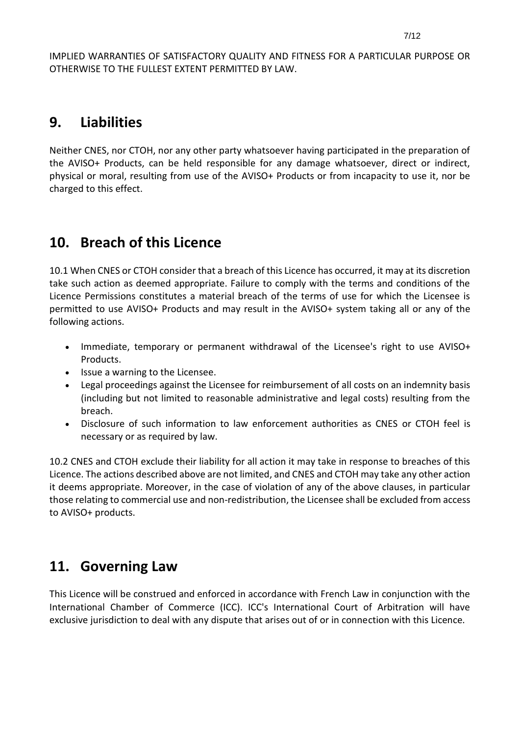IMPLIED WARRANTIES OF SATISFACTORY QUALITY AND FITNESS FOR A PARTICULAR PURPOSE OR OTHERWISE TO THE FULLEST EXTENT PERMITTED BY LAW.

## 9. Liabilities

Neither CNES, nor CTOH, nor any other party whatsoever having participated in the preparation of the AVISO+ Products, can be held responsible for any damage whatsoever, direct or indirect, physical or moral, resulting from use of the AVISO+ Products or from incapacity to use it, nor be charged to this effect.

## 10. Breach of this Licence

10.1 When CNES or CTOH consider that a breach of this Licence has occurred, it may at its discretion take such action as deemed appropriate. Failure to comply with the terms and conditions of the Licence Permissions constitutes a material breach of the terms of use for which the Licensee is permitted to use AVISO+ Products and may result in the AVISO+ system taking all or any of the following actions.

- Immediate, temporary or permanent withdrawal of the Licensee's right to use AVISO+ Products.
- Issue a warning to the Licensee.
- Legal proceedings against the Licensee for reimbursement of all costs on an indemnity basis (including but not limited to reasonable administrative and legal costs) resulting from the breach.
- Disclosure of such information to law enforcement authorities as CNES or CTOH feel is necessary or as required by law.

10.2 CNES and CTOH exclude their liability for all action it may take in response to breaches of this Licence. The actions described above are not limited, and CNES and CTOH may take any other action it deems appropriate. Moreover, in the case of violation of any of the above clauses, in particular those relating to commercial use and non-redistribution, the Licensee shall be excluded from access to AVISO+ products.

## 11. Governing Law

This Licence will be construed and enforced in accordance with French Law in conjunction with the International Chamber of Commerce (ICC). ICC's International Court of Arbitration will have exclusive jurisdiction to deal with any dispute that arises out of or in connection with this Licence.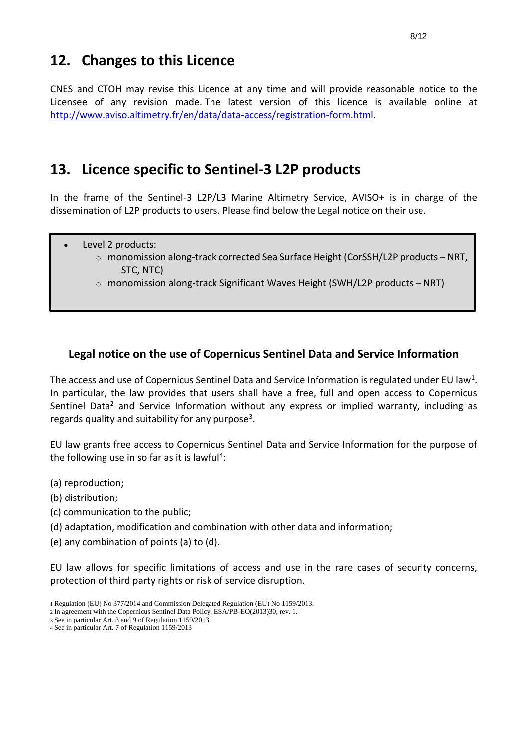## 12. Changes to this Licence

CNES and CTOH may revise this Licence at any time and will provide reasonable notice to the Licensee of any revision made. The latest version of this licence is available online at http://www.aviso.altimetry.fr/en/data/data-access/registration-form.html.

## 13. Licence specific to Sentinel-3 L2P products

In the frame of the Sentinel-3 L2P/L3 Marine Altimetry Service, AVISO+ is in charge of the dissemination of L2P products to users. Please find below the Legal notice on their use.

- Level 2 products:
    - monomission along-track corrected Sea Surface Height (CorSSH/L2P products – NRT, STC, NTC)
    - monomission along-track Significant Waves Height (SWH/L2P products – NRT)

### Legal notice on the use of Copernicus Sentinel Data and Service Information

The access and use of Copernicus Sentinel Data and Service Information is regulated under EU law[1]. In particular, the law provides that users shall have a free, full and open access to Copernicus Sentinel Data[2] and Service Information without any express or implied warranty, including as regards quality and suitability for any purpose[3].

EU law grants free access to Copernicus Sentinel Data and Service Information for the purpose of the following use in so far as it is lawful[4]:

(a) reproduction;

(b) distribution;

(c) communication to the public;

(d) adaptation, modification and combination with other data and information;

(e) any combination of points (a) to (d).

EU law allows for specific limitations of access and use in the rare cases of security concerns, protection of third party rights or risk of service disruption.

[1] Regulation (EU) No 377/2014 and Commission Delegated Regulation (EU) No 1159/2013.
[2] In agreement with the Copernicus Sentinel Data Policy, ESA/PB-EO(2013)30, rev. 1.
[3] See in particular Art. 3 and 9 of Regulation 1159/2013.
[4] See in particular Art. 7 of Regulation 1159/2013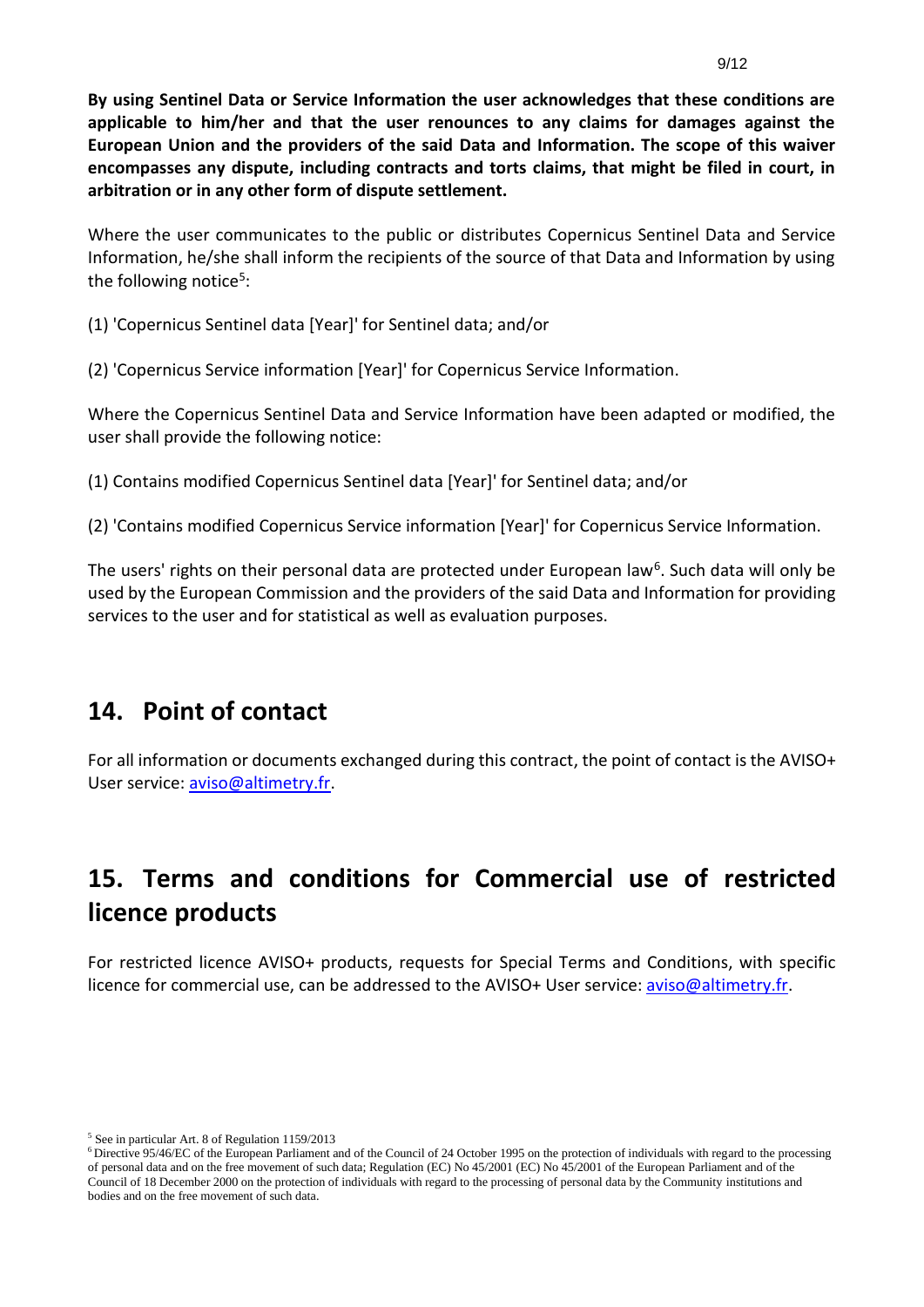**By using Sentinel Data or Service Information the user acknowledges that these conditions are applicable to him/her and that the user renounces to any claims for damages against the European Union and the providers of the said Data and Information. The scope of this waiver encompasses any dispute, including contracts and torts claims, that might be filed in court, in arbitration or in any other form of dispute settlement.**

Where the user communicates to the public or distributes Copernicus Sentinel Data and Service Information, he/she shall inform the recipients of the source of that Data and Information by using the following notice[5]:

(1) 'Copernicus Sentinel data [Year]' for Sentinel data; and/or

(2) 'Copernicus Service information [Year]' for Copernicus Service Information.

Where the Copernicus Sentinel Data and Service Information have been adapted or modified, the user shall provide the following notice:

(1) Contains modified Copernicus Sentinel data [Year]' for Sentinel data; and/or

(2) 'Contains modified Copernicus Service information [Year]' for Copernicus Service Information.

The users' rights on their personal data are protected under European law[6]. Such data will only be used by the European Commission and the providers of the said Data and Information for providing services to the user and for statistical as well as evaluation purposes.

## 14. Point of contact

For all information or documents exchanged during this contract, the point of contact is the AVISO+ User service: aviso@altimetry.fr.

## 15. Terms and conditions for Commercial use of restricted licence products

For restricted licence AVISO+ products, requests for Special Terms and Conditions, with specific licence for commercial use, can be addressed to the AVISO+ User service: aviso@altimetry.fr.

[5] See in particular Art. 8 of Regulation 1159/2013

[6] Directive 95/46/EC of the European Parliament and of the Council of 24 October 1995 on the protection of individuals with regard to the processing of personal data and on the free movement of such data; Regulation (EC) No 45/2001 (EC) No 45/2001 of the European Parliament and of the Council of 18 December 2000 on the protection of individuals with regard to the processing of personal data by the Community institutions and bodies and on the free movement of such data.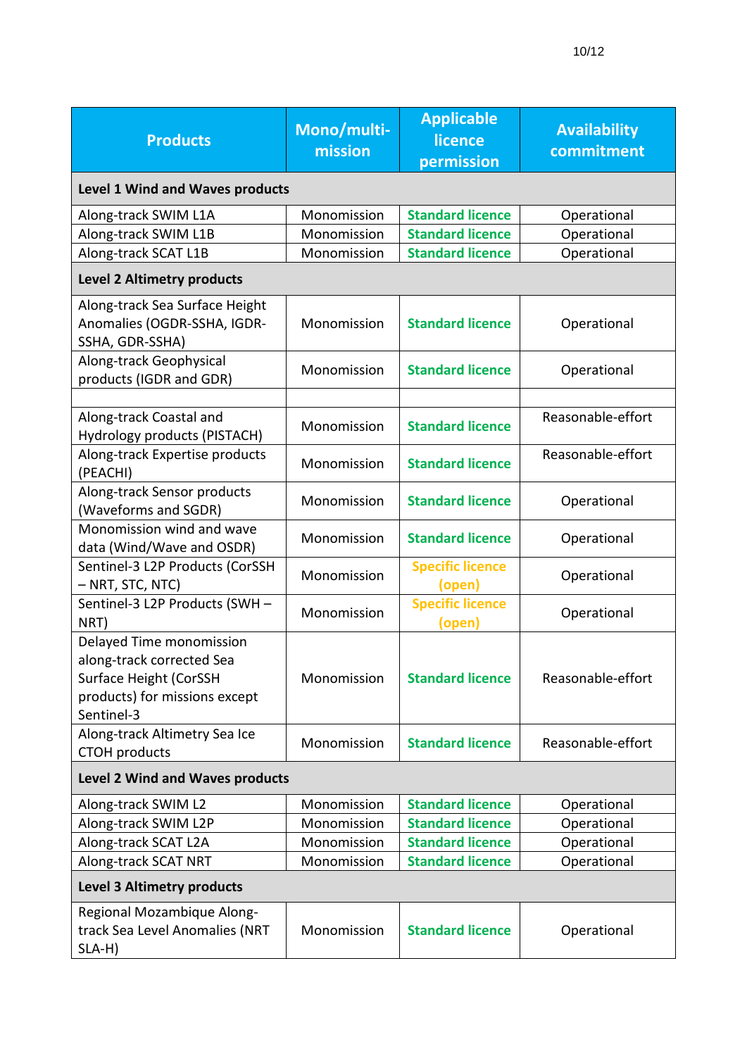| Products | Mono/multi-mission | Applicable licence permission | Availability commitment |
|---|---|---|---|
| **Level 1 Wind and Waves products** | | | |
| Along-track SWIM L1A | Monomission | **Standard licence** | Operational |
| Along-track SWIM L1B | Monomission | **Standard licence** | Operational |
| Along-track SCAT L1B | Monomission | **Standard licence** | Operational |
| **Level 2 Altimetry products** | | | |
| Along-track Sea Surface Height Anomalies (OGDR-SSHA, IGDR-SSHA, GDR-SSHA) | Monomission | **Standard licence** | Operational |
| Along-track Geophysical products (IGDR and GDR) | Monomission | **Standard licence** | Operational |
| | | | |
| Along-track Coastal and Hydrology products (PISTACH) | Monomission | **Standard licence** | Reasonable-effort |
| Along-track Expertise products (PEACHI) | Monomission | **Standard licence** | Reasonable-effort |
| Along-track Sensor products (Waveforms and SGDR) | Monomission | **Standard licence** | Operational |
| Monomission wind and wave data (Wind/Wave and OSDR) | Monomission | **Standard licence** | Operational |
| Sentinel-3 L2P Products (CorSSH – NRT, STC, NTC) | Monomission | **Specific licence (open)** | Operational |
| Sentinel-3 L2P Products (SWH – NRT) | Monomission | **Specific licence (open)** | Operational |
| Delayed Time monomission along-track corrected Sea Surface Height (CorSSH products) for missions except Sentinel-3 | Monomission | **Standard licence** | Reasonable-effort |
| Along-track Altimetry Sea Ice CTOH products | Monomission | **Standard licence** | Reasonable-effort |
| **Level 2 Wind and Waves products** | | | |
| Along-track SWIM L2 | Monomission | **Standard licence** | Operational |
| Along-track SWIM L2P | Monomission | **Standard licence** | Operational |
| Along-track SCAT L2A | Monomission | **Standard licence** | Operational |
| Along-track SCAT NRT | Monomission | **Standard licence** | Operational |
| **Level 3 Altimetry products** | | | |
| Regional Mozambique Along-track Sea Level Anomalies (NRT SLA-H) | Monomission | **Standard licence** | Operational |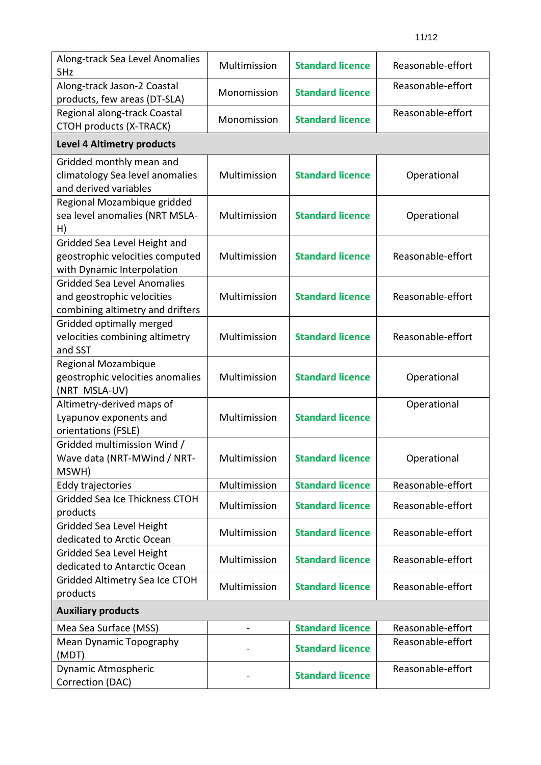| | | | |
|---|---|---|---|
| Along-track Sea Level Anomalies 5Hz | Multimission | **Standard licence** | Reasonable-effort |
| Along-track Jason-2 Coastal products, few areas (DT-SLA) | Monomission | **Standard licence** | Reasonable-effort |
| Regional along-track Coastal CTOH products (X-TRACK) | Monomission | **Standard licence** | Reasonable-effort |
| **Level 4 Altimetry products** | | | |
| Gridded monthly mean and climatology Sea level anomalies and derived variables | Multimission | **Standard licence** | Operational |
| Regional Mozambique gridded sea level anomalies (NRT MSLA-H) | Multimission | **Standard licence** | Operational |
| Gridded Sea Level Height and geostrophic velocities computed with Dynamic Interpolation | Multimission | **Standard licence** | Reasonable-effort |
| Gridded Sea Level Anomalies and geostrophic velocities combining altimetry and drifters | Multimission | **Standard licence** | Reasonable-effort |
| Gridded optimally merged velocities combining altimetry and SST | Multimission | **Standard licence** | Reasonable-effort |
| Regional Mozambique geostrophic velocities anomalies (NRT MSLA-UV) | Multimission | **Standard licence** | Operational |
| Altimetry-derived maps of Lyapunov exponents and orientations (FSLE) | Multimission | **Standard licence** | Operational |
| Gridded multimission Wind / Wave data (NRT-MWind / NRT-MSWH) | Multimission | **Standard licence** | Operational |
| Eddy trajectories | Multimission | **Standard licence** | Reasonable-effort |
| Gridded Sea Ice Thickness CTOH products | Multimission | **Standard licence** | Reasonable-effort |
| Gridded Sea Level Height dedicated to Arctic Ocean | Multimission | **Standard licence** | Reasonable-effort |
| Gridded Sea Level Height dedicated to Antarctic Ocean | Multimission | **Standard licence** | Reasonable-effort |
| Gridded Altimetry Sea Ice CTOH products | Multimission | **Standard licence** | Reasonable-effort |
| **Auxiliary products** | | | |
| Mea Sea Surface (MSS) | - | **Standard licence** | Reasonable-effort |
| Mean Dynamic Topography (MDT) | - | **Standard licence** | Reasonable-effort |
| Dynamic Atmospheric Correction (DAC) | - | **Standard licence** | Reasonable-effort |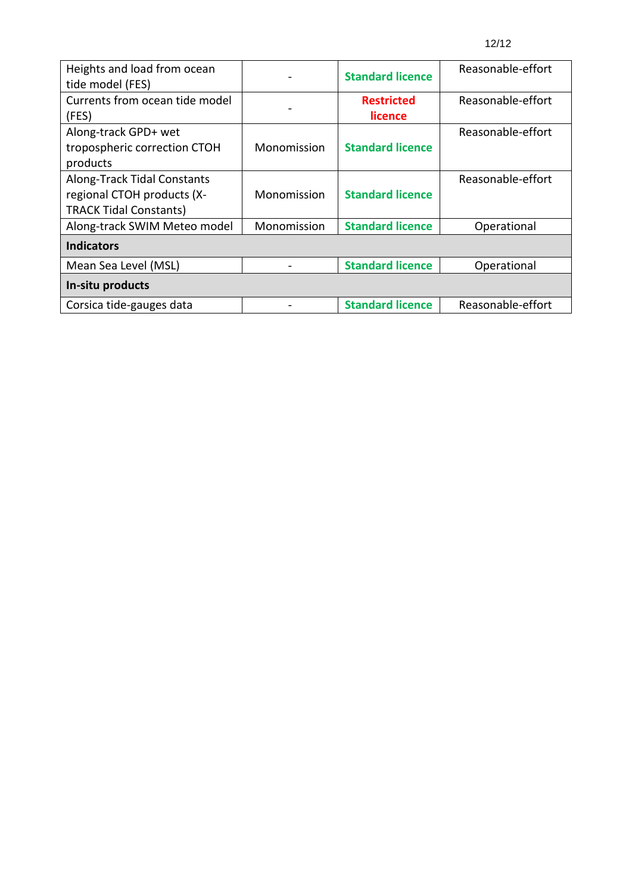| | | | |
|---|---|---|---|
| Heights and load from ocean tide model (FES) | - | **Standard licence** | Reasonable-effort |
| Currents from ocean tide model (FES) | - | **Restricted licence** | Reasonable-effort |
| Along-track GPD+ wet tropospheric correction CTOH products | Monomission | **Standard licence** | Reasonable-effort |
| Along-Track Tidal Constants regional CTOH products (X-TRACK Tidal Constants) | Monomission | **Standard licence** | Reasonable-effort |
| Along-track SWIM Meteo model | Monomission | **Standard licence** | Operational |
| **Indicators** | | | |
| Mean Sea Level (MSL) | - | **Standard licence** | Operational |
| **In-situ products** | | | |
| Corsica tide-gauges data | - | **Standard licence** | Reasonable-effort |